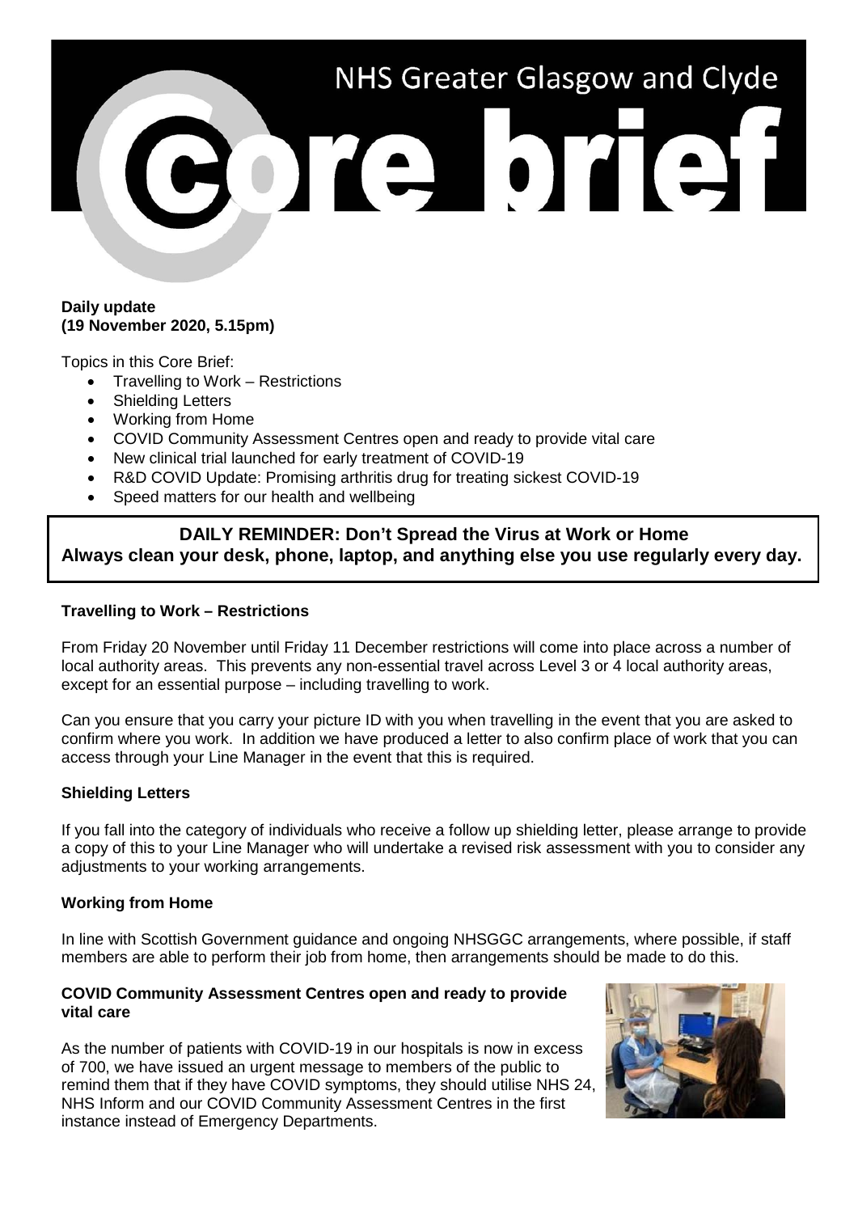# NHS Greater Glasgow and Clyde Core brief

**Daily update**
**(19 November 2020, 5.15pm)**

Topics in this Core Brief:

- Travelling to Work – Restrictions
- Shielding Letters
- Working from Home
- COVID Community Assessment Centres open and ready to provide vital care
- New clinical trial launched for early treatment of COVID-19
- R&D COVID Update: Promising arthritis drug for treating sickest COVID-19
- Speed matters for our health and wellbeing

**DAILY REMINDER: Don't Spread the Virus at Work or Home**
**Always clean your desk, phone, laptop, and anything else you use regularly every day.**

### Travelling to Work – Restrictions

From Friday 20 November until Friday 11 December restrictions will come into place across a number of local authority areas. This prevents any non-essential travel across Level 3 or 4 local authority areas, except for an essential purpose – including travelling to work.

Can you ensure that you carry your picture ID with you when travelling in the event that you are asked to confirm where you work. In addition we have produced a letter to also confirm place of work that you can access through your Line Manager in the event that this is required.

### Shielding Letters

If you fall into the category of individuals who receive a follow up shielding letter, please arrange to provide a copy of this to your Line Manager who will undertake a revised risk assessment with you to consider any adjustments to your working arrangements.

### Working from Home

In line with Scottish Government guidance and ongoing NHSGGC arrangements, where possible, if staff members are able to perform their job from home, then arrangements should be made to do this.

### COVID Community Assessment Centres open and ready to provide vital care

As the number of patients with COVID-19 in our hospitals is now in excess of 700, we have issued an urgent message to members of the public to remind them that if they have COVID symptoms, they should utilise NHS 24, NHS Inform and our COVID Community Assessment Centres in the first instance instead of Emergency Departments.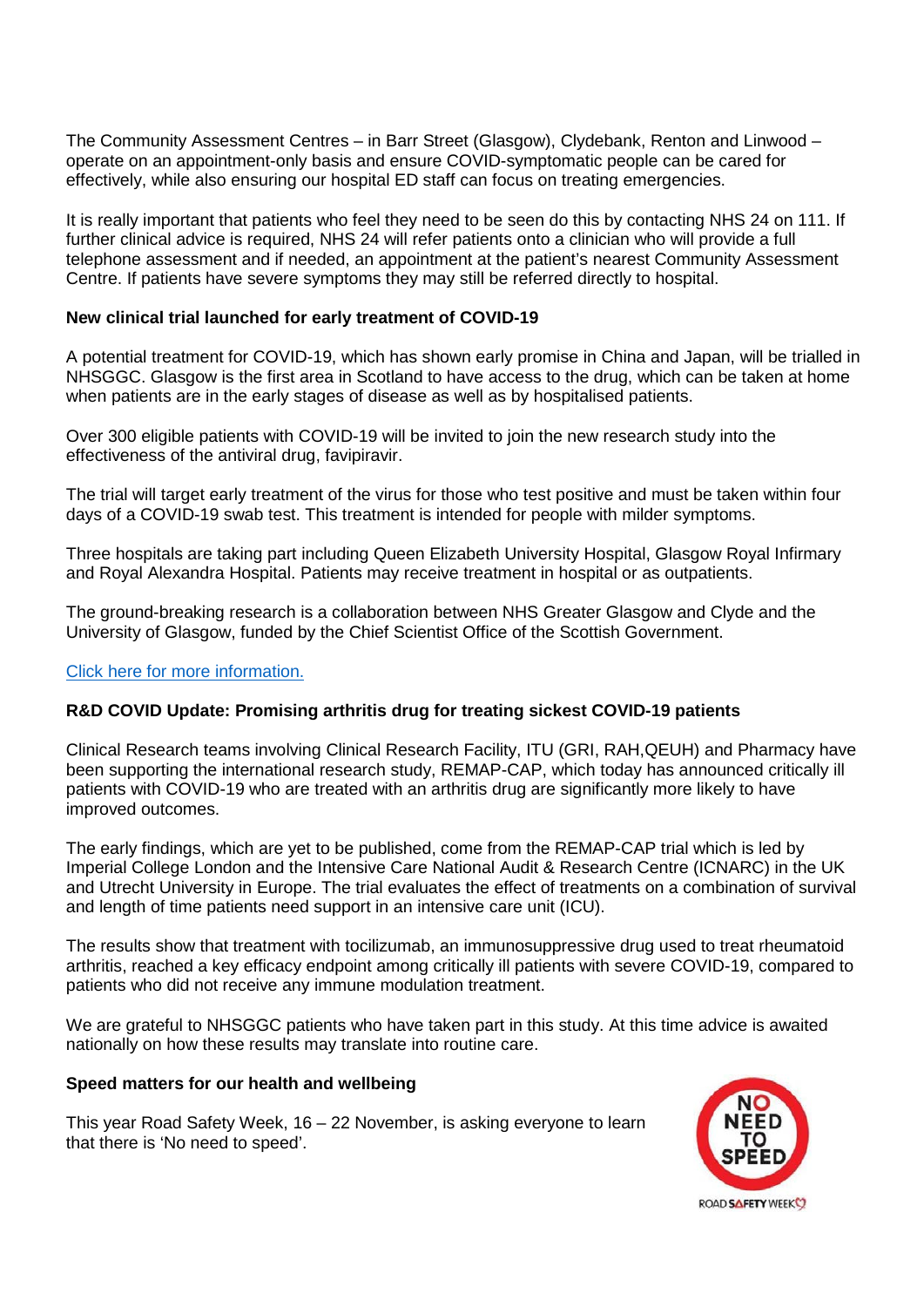The Community Assessment Centres – in Barr Street (Glasgow), Clydebank, Renton and Linwood – operate on an appointment-only basis and ensure COVID-symptomatic people can be cared for effectively, while also ensuring our hospital ED staff can focus on treating emergencies.

It is really important that patients who feel they need to be seen do this by contacting NHS 24 on 111. If further clinical advice is required, NHS 24 will refer patients onto a clinician who will provide a full telephone assessment and if needed, an appointment at the patient's nearest Community Assessment Centre. If patients have severe symptoms they may still be referred directly to hospital.

**New clinical trial launched for early treatment of COVID-19**

A potential treatment for COVID-19, which has shown early promise in China and Japan, will be trialled in NHSGGC. Glasgow is the first area in Scotland to have access to the drug, which can be taken at home when patients are in the early stages of disease as well as by hospitalised patients.

Over 300 eligible patients with COVID-19 will be invited to join the new research study into the effectiveness of the antiviral drug, favipiravir.

The trial will target early treatment of the virus for those who test positive and must be taken within four days of a COVID-19 swab test. This treatment is intended for people with milder symptoms.

Three hospitals are taking part including Queen Elizabeth University Hospital, Glasgow Royal Infirmary and Royal Alexandra Hospital. Patients may receive treatment in hospital or as outpatients.

The ground-breaking research is a collaboration between NHS Greater Glasgow and Clyde and the University of Glasgow, funded by the Chief Scientist Office of the Scottish Government.

Click here for more information.

**R&D COVID Update: Promising arthritis drug for treating sickest COVID-19 patients**

Clinical Research teams involving Clinical Research Facility, ITU (GRI, RAH,QEUH) and Pharmacy have been supporting the international research study, REMAP-CAP, which today has announced critically ill patients with COVID-19 who are treated with an arthritis drug are significantly more likely to have improved outcomes.

The early findings, which are yet to be published, come from the REMAP-CAP trial which is led by Imperial College London and the Intensive Care National Audit & Research Centre (ICNARC) in the UK and Utrecht University in Europe. The trial evaluates the effect of treatments on a combination of survival and length of time patients need support in an intensive care unit (ICU).

The results show that treatment with tocilizumab, an immunosuppressive drug used to treat rheumatoid arthritis, reached a key efficacy endpoint among critically ill patients with severe COVID-19, compared to patients who did not receive any immune modulation treatment.

We are grateful to NHSGGC patients who have taken part in this study. At this time advice is awaited nationally on how these results may translate into routine care.

**Speed matters for our health and wellbeing**

This year Road Safety Week, 16 – 22 November, is asking everyone to learn that there is 'No need to speed'.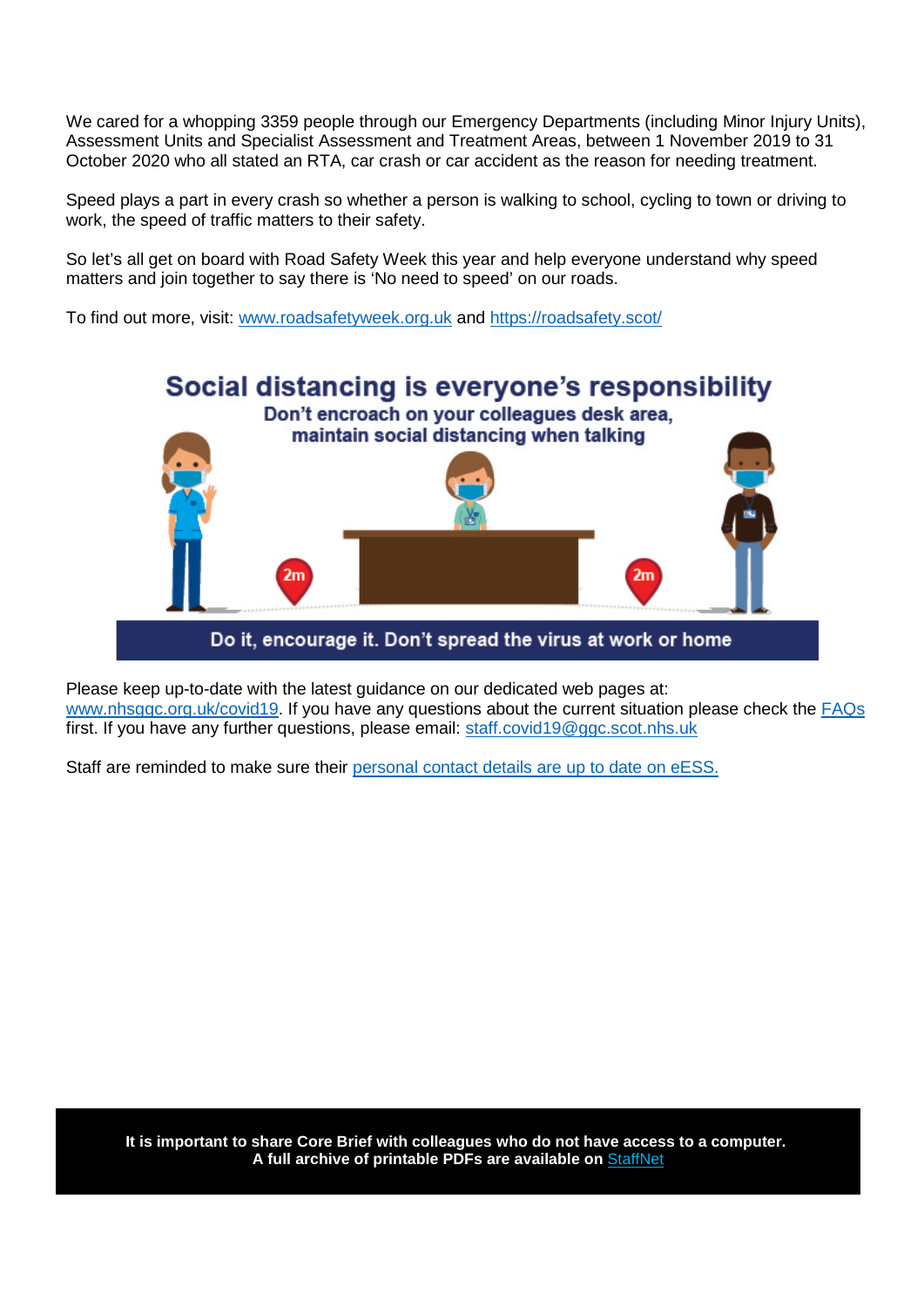We cared for a whopping 3359 people through our Emergency Departments (including Minor Injury Units), Assessment Units and Specialist Assessment and Treatment Areas, between 1 November 2019 to 31 October 2020 who all stated an RTA, car crash or car accident as the reason for needing treatment.

Speed plays a part in every crash so whether a person is walking to school, cycling to town or driving to work, the speed of traffic matters to their safety.

So let's all get on board with Road Safety Week this year and help everyone understand why speed matters and join together to say there is 'No need to speed' on our roads.

To find out more, visit: www.roadsafetyweek.org.uk and https://roadsafety.scot/

**Social distancing is everyone's responsibility**

**Don't encroach on your colleagues desk area, maintain social distancing when talking**

2m

2m

**Do it, encourage it. Don't spread the virus at work or home**

Please keep up-to-date with the latest guidance on our dedicated web pages at: www.nhsggc.org.uk/covid19. If you have any questions about the current situation please check the FAQs first. If you have any further questions, please email: staff.covid19@ggc.scot.nhs.uk

Staff are reminded to make sure their personal contact details are up to date on eESS.

**It is important to share Core Brief with colleagues who do not have access to a computer.**
**A full archive of printable PDFs are available on StaffNet**